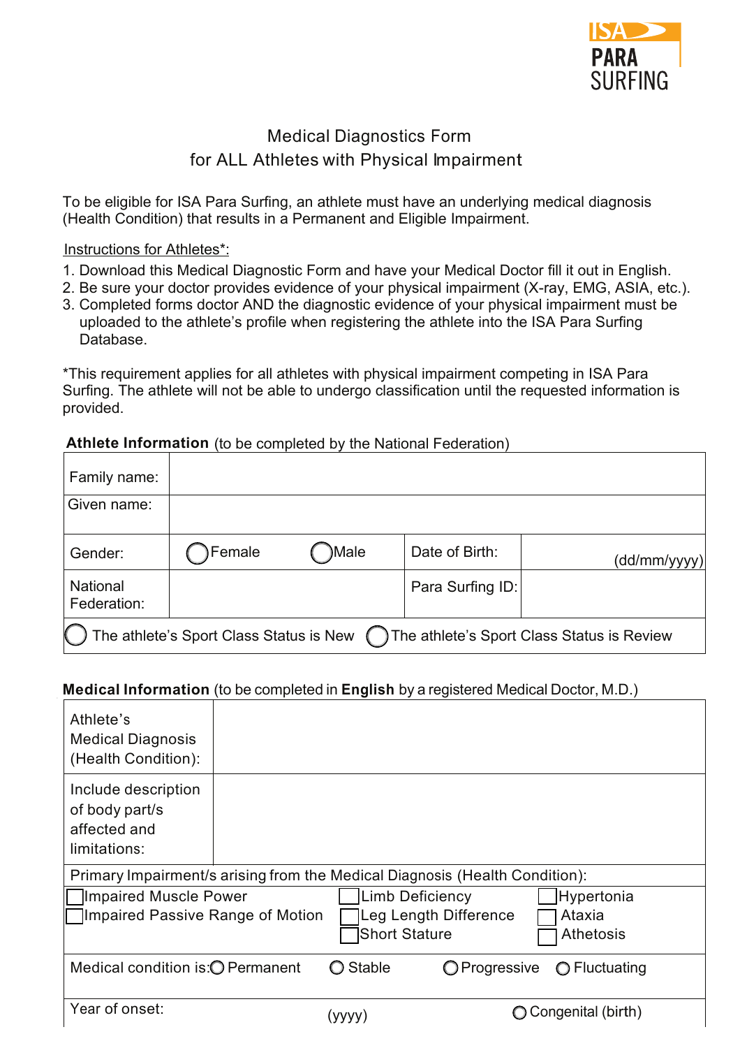ISA PARA SURFING

# Medical Diagnostics Form
## for ALL Athletes with Physical Impairment

To be eligible for ISA Para Surfing, an athlete must have an underlying medical diagnosis (Health Condition) that results in a Permanent and Eligible Impairment.

Instructions for Athletes*:

1. Download this Medical Diagnostic Form and have your Medical Doctor fill it out in English.
2. Be sure your doctor provides evidence of your physical impairment (X-ray, EMG, ASIA, etc.).
3. Completed forms doctor AND the diagnostic evidence of your physical impairment must be uploaded to the athlete's profile when registering the athlete into the ISA Para Surfing Database.

*This requirement applies for all athletes with physical impairment competing in ISA Para Surfing. The athlete will not be able to undergo classification until the requested information is provided.

**Athlete Information** (to be completed by the National Federation)

| | | | |
|---|---|---|---|
| Family name: | | | |
| Given name: | | | |
| Gender: | ◯ Female ◯ Male | Date of Birth: | (dd/mm/yyyy) |
| National Federation: | | Para Surfing ID: | |
| ◯ The athlete's Sport Class Status is New ◯ The athlete's Sport Class Status is Review | | | |

**Medical Information** (to be completed in **English** by a registered Medical Doctor, M.D.)

| | | | |
|---|---|---|---|
| Athlete's Medical Diagnosis (Health Condition): | | | |
| Include description of body part/s affected and limitations: | | | |
| Primary Impairment/s arising from the Medical Diagnosis (Health Condition): | | | |
| ☐ Impaired Muscle Power<br>☐ Impaired Passive Range of Motion | ☐ Limb Deficiency<br>☐ Leg Length Difference<br>☐ Short Stature | ☐ Hypertonia<br>☐ Ataxia<br>☐ Athetosis | |
| Medical condition is: ◯ Permanent | ◯ Stable | ◯ Progressive | ◯ Fluctuating |
| Year of onset: | (yyyy) | ◯ Congenital (birth) | |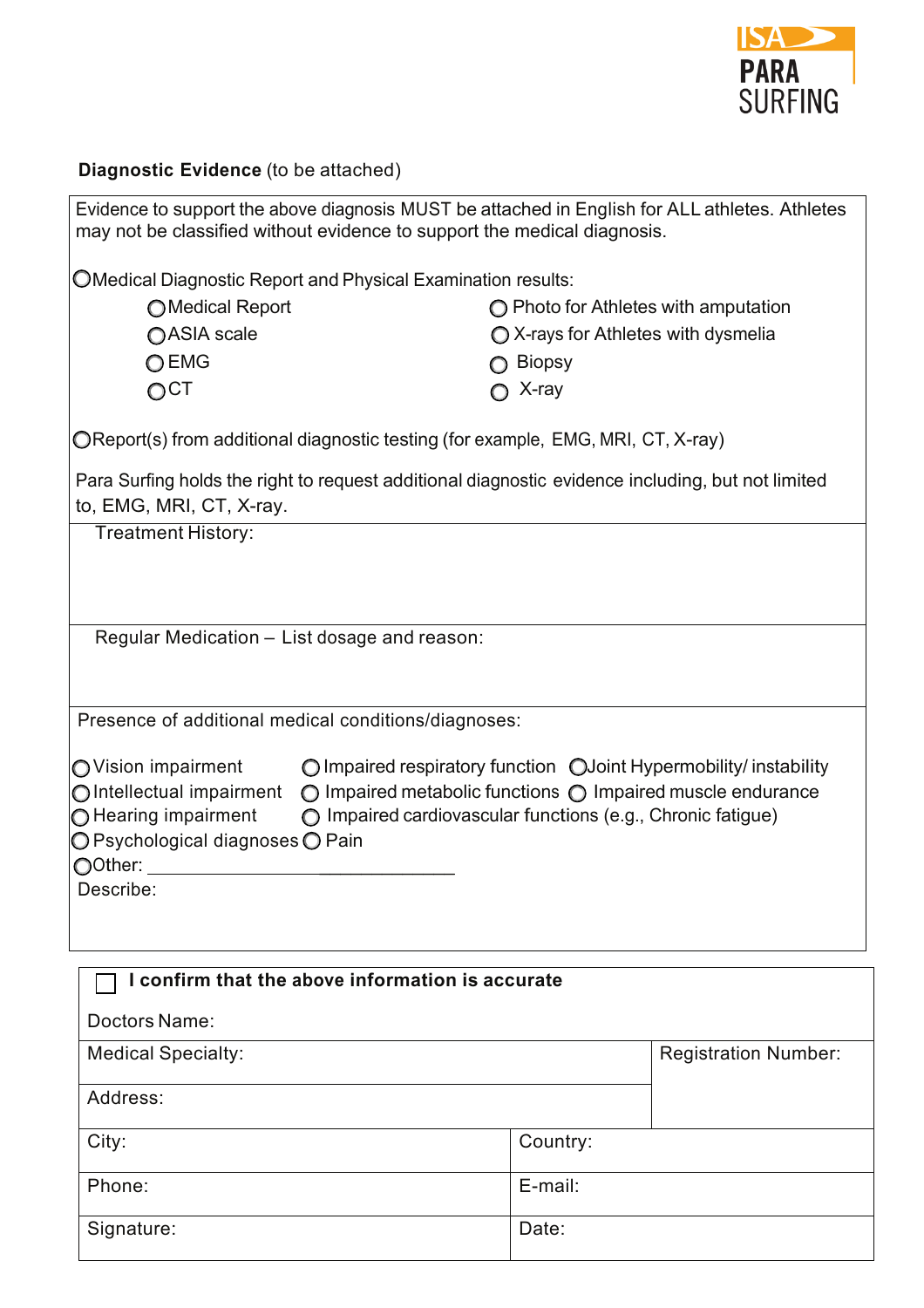**Diagnostic Evidence** (to be attached)

Evidence to support the above diagnosis MUST be attached in English for ALL athletes. Athletes may not be classified without evidence to support the medical diagnosis.

○ Medical Diagnostic Report and Physical Examination results:

- ○ Medical Report
- ○ ASIA scale
- ○ EMG
- ○ CT
- ○ Photo for Athletes with amputation
- ○ X-rays for Athletes with dysmelia
- ○ Biopsy
- ○ X-ray

○ Report(s) from additional diagnostic testing (for example, EMG, MRI, CT, X-ray)

Para Surfing holds the right to request additional diagnostic evidence including, but not limited to, EMG, MRI, CT, X-ray.

Treatment History:

Regular Medication – List dosage and reason:

Presence of additional medical conditions/diagnoses:

- ○ Vision impairment
- ○ Intellectual impairment
- ○ Hearing impairment
- ○ Psychological diagnoses
- ○ Impaired respiratory function
- ○ Impaired metabolic functions
- ○ Impaired cardiovascular functions (e.g., Chronic fatigue)
- ○ Pain
- ○ Joint Hypermobility/ instability
- ○ Impaired muscle endurance

○ Other: ______________________________

Describe:

☐ **I confirm that the above information is accurate**

| | |
|---|---|
| Doctors Name: | |
| Medical Specialty: | Registration Number: |
| Address: | |
| City: | Country: |
| Phone: | E-mail: |
| Signature: | Date: |